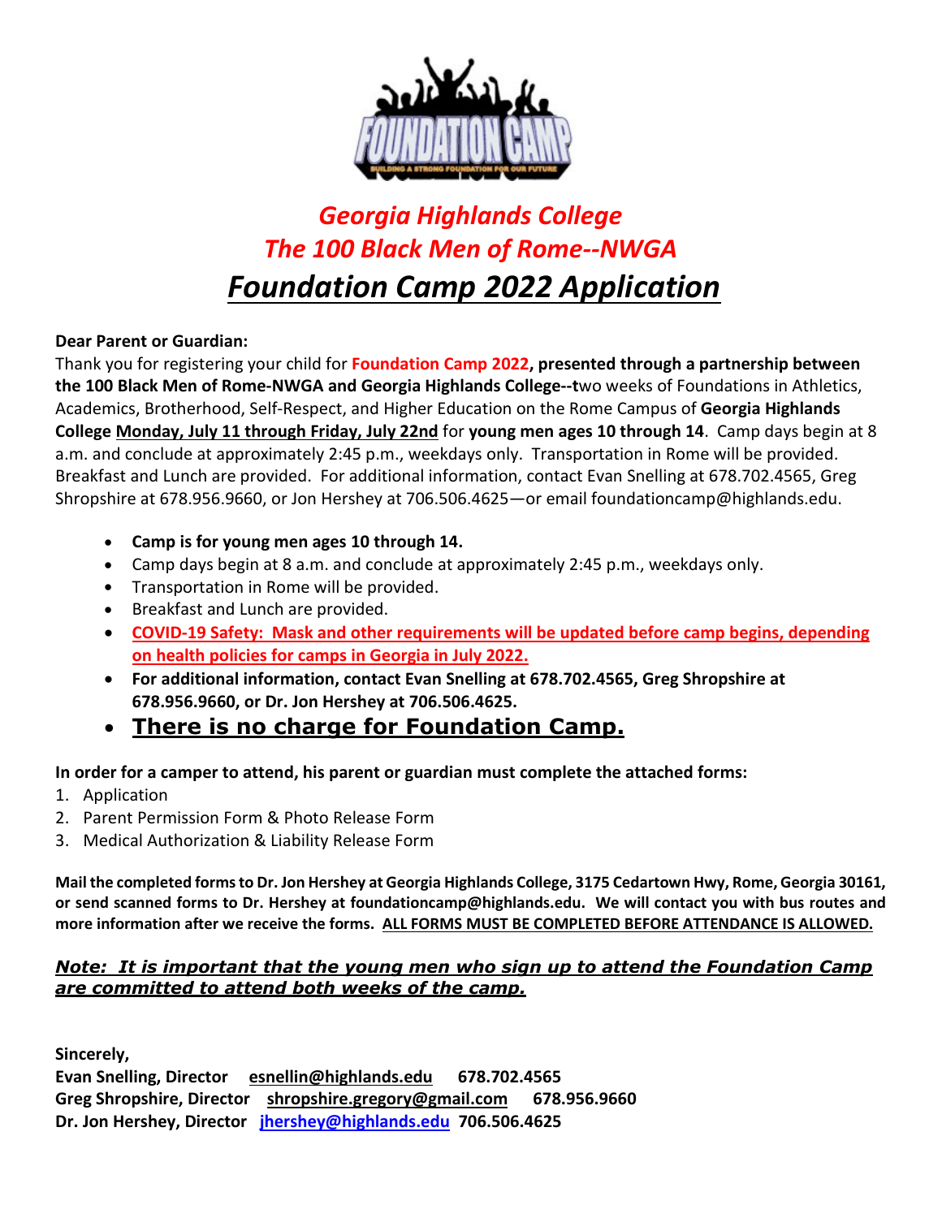# *Georgia Highlands College*
# *The 100 Black Men of Rome--NWGA*
# ***Foundation Camp 2022 Application***

**Dear Parent or Guardian:**

Thank you for registering your child for **Foundation Camp 2022, presented through a partnership between the 100 Black Men of Rome-NWGA and Georgia Highlands College--t**wo weeks of Foundations in Athletics, Academics, Brotherhood, Self-Respect, and Higher Education on the Rome Campus of **Georgia Highlands College** Monday, July 11 through Friday, July 22nd for **young men ages 10 through 14**. Camp days begin at 8 a.m. and conclude at approximately 2:45 p.m., weekdays only. Transportation in Rome will be provided. Breakfast and Lunch are provided. For additional information, contact Evan Snelling at 678.702.4565, Greg Shropshire at 678.956.9660, or Jon Hershey at 706.506.4625—or email foundationcamp@highlands.edu.

- **Camp is for young men ages 10 through 14.**
- Camp days begin at 8 a.m. and conclude at approximately 2:45 p.m., weekdays only.
- Transportation in Rome will be provided.
- Breakfast and Lunch are provided.
- **COVID-19 Safety: Mask and other requirements will be updated before camp begins, depending on health policies for camps in Georgia in July 2022.**
- **For additional information, contact Evan Snelling at 678.702.4565, Greg Shropshire at 678.956.9660, or Dr. Jon Hershey at 706.506.4625.**
- **There is no charge for Foundation Camp.**

**In order for a camper to attend, his parent or guardian must complete the attached forms:**

1. Application
2. Parent Permission Form & Photo Release Form
3. Medical Authorization & Liability Release Form

**Mail the completed forms to Dr. Jon Hershey at Georgia Highlands College, 3175 Cedartown Hwy, Rome, Georgia 30161, or send scanned forms to Dr. Hershey at foundationcamp@highlands.edu. We will contact you with bus routes and more information after we receive the forms. ALL FORMS MUST BE COMPLETED BEFORE ATTENDANCE IS ALLOWED.**

***Note: It is important that the young men who sign up to attend the Foundation Camp are committed to attend both weeks of the camp.***

**Sincerely,**
**Evan Snelling, Director esnellin@highlands.edu 678.702.4565**
**Greg Shropshire, Director shropshire.gregory@gmail.com 678.956.9660**
**Dr. Jon Hershey, Director jhershey@highlands.edu 706.506.4625**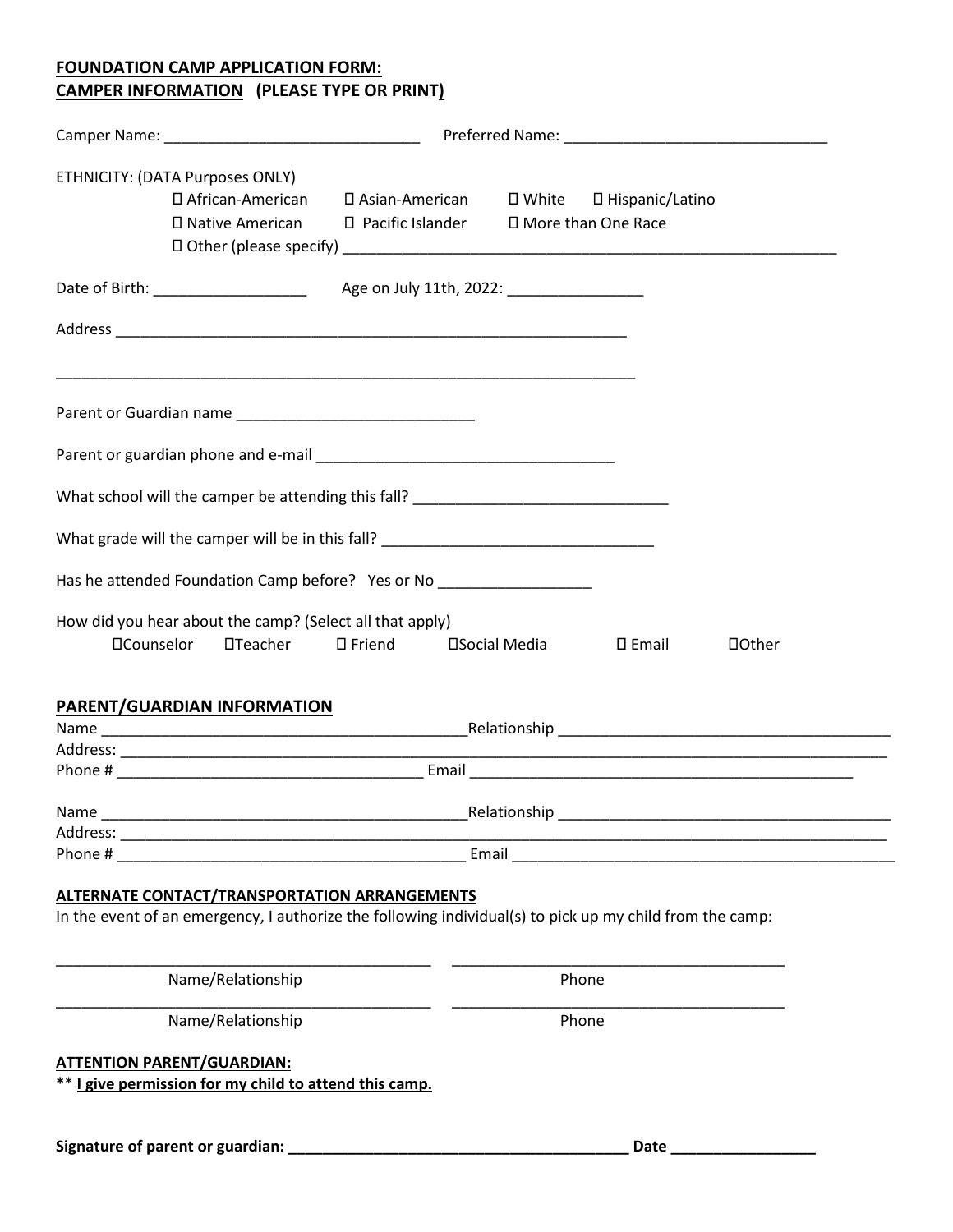**FOUNDATION CAMP APPLICATION FORM:**
**CAMPER INFORMATION (PLEASE TYPE OR PRINT)**

Camper Name: ______________________________ Preferred Name: ______________________________

ETHNICITY: (DATA Purposes ONLY)

☐ African-American ☐ Asian-American ☐ White ☐ Hispanic/Latino
☐ Native American ☐ Pacific Islander ☐ More than One Race
☐ Other (please specify) ____________________________________________________________

Date of Birth: __________________ Age on July 11th, 2022: ________________

Address ______________________________________________________________

______________________________________________________________________

Parent or Guardian name ____________________________

Parent or guardian phone and e-mail ___________________________________

What school will the camper be attending this fall? ______________________________

What grade will the camper will be in this fall? ________________________________

Has he attended Foundation Camp before? Yes or No _________________

How did you hear about the camp? (Select all that apply)

☐Counselor ☐Teacher ☐ Friend ☐Social Media ☐ Email ☐Other

**PARENT/GUARDIAN INFORMATION**

Name ____________________________________________Relationship ______________________________________
Address: ____________________________________________________________________________________________
Phone # ____________________________________ Email ______________________________________________

Name ____________________________________________Relationship ______________________________________
Address: ____________________________________________________________________________________________
Phone # __________________________________________ Email _____________________________________________

**ALTERNATE CONTACT/TRANSPORTATION ARRANGEMENTS**

In the event of an emergency, I authorize the following individual(s) to pick up my child from the camp:

_____________________________________________ ________________________________________
Name/Relationship Phone

_____________________________________________ ________________________________________
Name/Relationship Phone

**ATTENTION PARENT/GUARDIAN:**

**\*\* I give permission for my child to attend this camp.**

**Signature of parent or guardian: ________________________________________ Date _________________**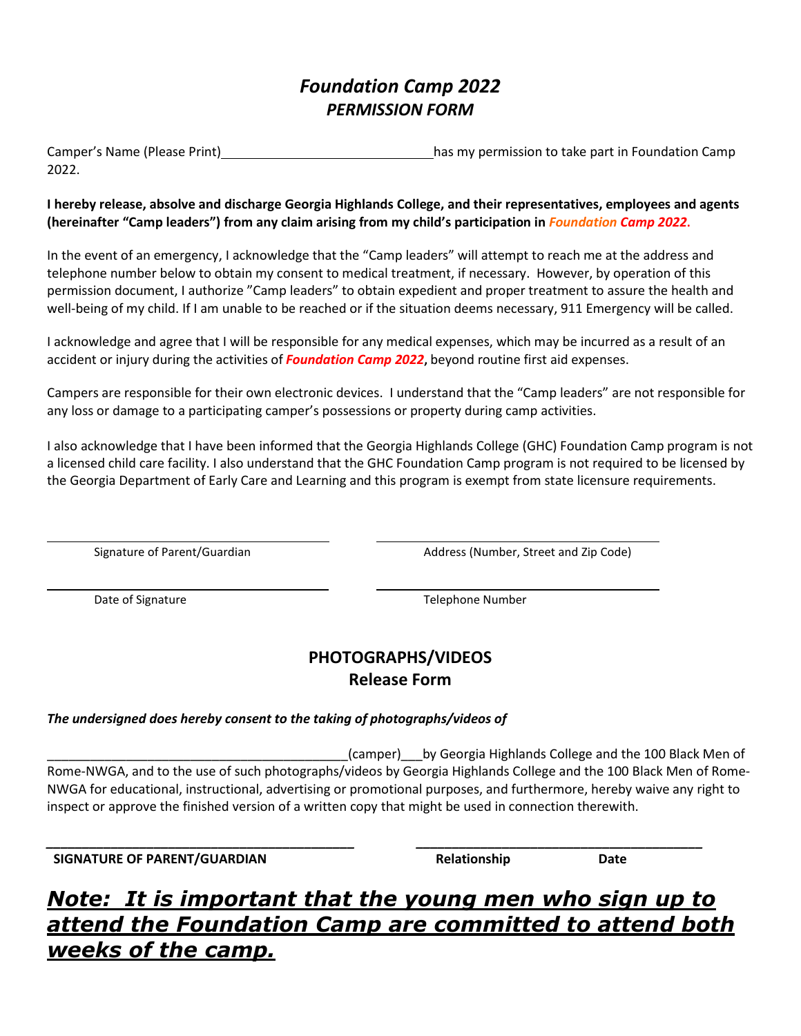# *Foundation Camp 2022*
## *PERMISSION FORM*

Camper's Name (Please Print)_______________________________has my permission to take part in Foundation Camp 2022.

**I hereby release, absolve and discharge Georgia Highlands College, and their representatives, employees and agents (hereinafter "Camp leaders") from any claim arising from my child's participation in *Foundation Camp 2022*.**

In the event of an emergency, I acknowledge that the "Camp leaders" will attempt to reach me at the address and telephone number below to obtain my consent to medical treatment, if necessary. However, by operation of this permission document, I authorize "Camp leaders" to obtain expedient and proper treatment to assure the health and well-being of my child. If I am unable to be reached or if the situation deems necessary, 911 Emergency will be called.

I acknowledge and agree that I will be responsible for any medical expenses, which may be incurred as a result of an accident or injury during the activities of ***Foundation Camp 2022*****,** beyond routine first aid expenses.

Campers are responsible for their own electronic devices. I understand that the "Camp leaders" are not responsible for any loss or damage to a participating camper's possessions or property during camp activities.

I also acknowledge that I have been informed that the Georgia Highlands College (GHC) Foundation Camp program is not a licensed child care facility. I also understand that the GHC Foundation Camp program is not required to be licensed by the Georgia Department of Early Care and Learning and this program is exempt from state licensure requirements.

_______________________________ _______________________________
Signature of Parent/Guardian Address (Number, Street and Zip Code)

_______________________________ _______________________________
Date of Signature Telephone Number

## PHOTOGRAPHS/VIDEOS
## Release Form

***The undersigned does hereby consent to the taking of photographs/videos of***

__________________________________________(camper)___by Georgia Highlands College and the 100 Black Men of Rome-NWGA, and to the use of such photographs/videos by Georgia Highlands College and the 100 Black Men of Rome-NWGA for educational, instructional, advertising or promotional purposes, and furthermore, hereby waive any right to inspect or approve the finished version of a written copy that might be used in connection therewith.

__________________________________________ ______________________________________
**SIGNATURE OF PARENT/GUARDIAN** **Relationship** **Date**

***Note: It is important that the young men who sign up to attend the Foundation Camp are committed to attend both weeks of the camp.***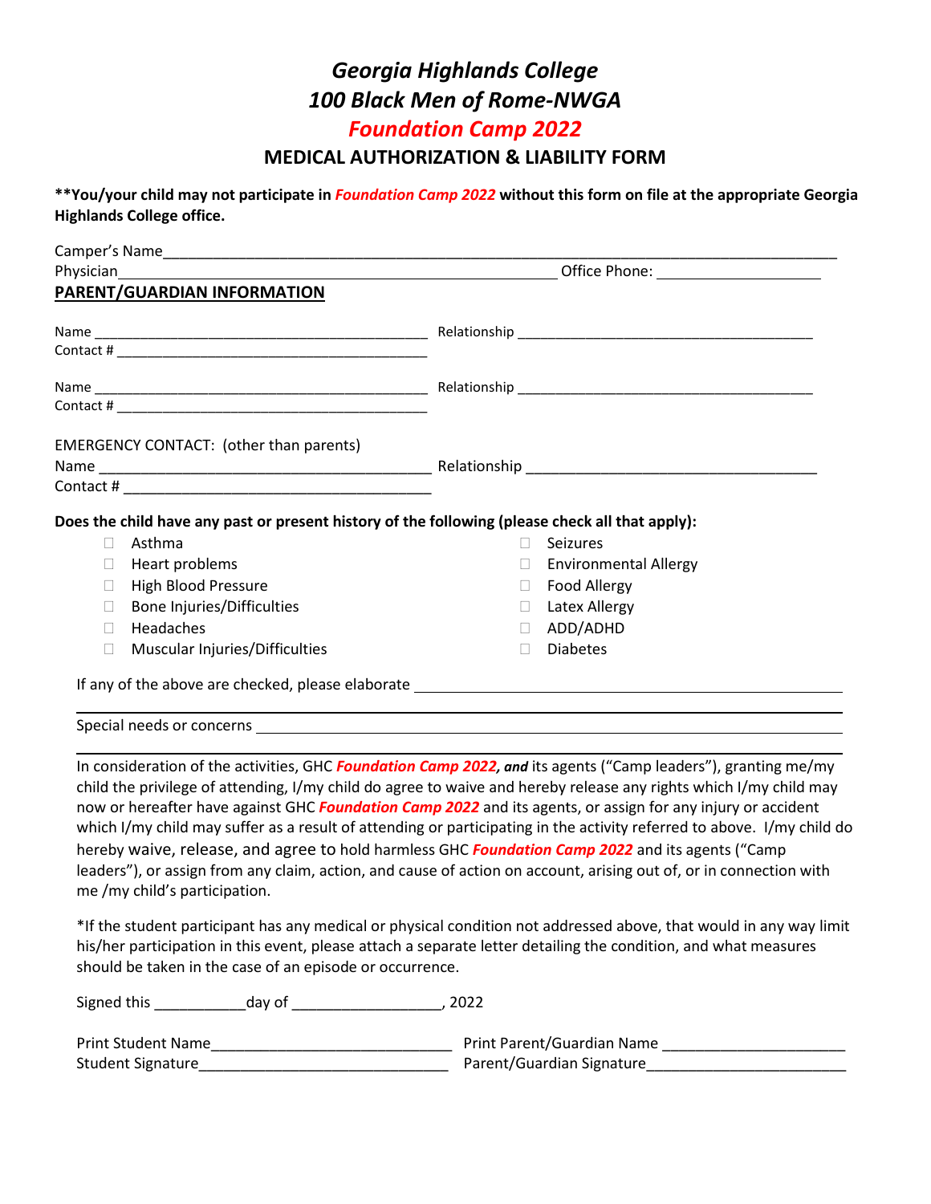# *Georgia Highlands College*
# *100 Black Men of Rome-NWGA*
# *Foundation Camp 2022*
## MEDICAL AUTHORIZATION & LIABILITY FORM

**\*\*You/your child may not participate in *Foundation Camp 2022* without this form on file at the appropriate Georgia Highlands College office.**

Camper's Name___________________________________________________________________________

Physician_____________________________________________________ Office Phone: ____________________

**PARENT/GUARDIAN INFORMATION**

Name _____________________________________________ Relationship _______________________________________

Contact # _________________________________________

Name _____________________________________________ Relationship _______________________________________

Contact # _________________________________________

EMERGENCY CONTACT: (other than parents)

Name ___________________________________________ Relationship ____________________________________

Contact # _______________________________________

**Does the child have any past or present history of the following (please check all that apply):**

- ☐ Asthma
- ☐ Heart problems
- ☐ High Blood Pressure
- ☐ Bone Injuries/Difficulties
- ☐ Headaches
- ☐ Muscular Injuries/Difficulties
- ☐ Seizures
- ☐ Environmental Allergy
- ☐ Food Allergy
- ☐ Latex Allergy
- ☐ ADD/ADHD
- ☐ Diabetes

If any of the above are checked, please elaborate ______________________________________________________

___________________________________________________________________________________________

Special needs or concerns ______________________________________________________________________

___________________________________________________________________________________________

In consideration of the activities, GHC ***Foundation Camp 2022, and*** its agents ("Camp leaders"), granting me/my child the privilege of attending, I/my child do agree to waive and hereby release any rights which I/my child may now or hereafter have against GHC ***Foundation Camp 2022*** and its agents, or assign for any injury or accident which I/my child may suffer as a result of attending or participating in the activity referred to above. I/my child do hereby waive, release, and agree to hold harmless GHC ***Foundation Camp 2022*** and its agents ("Camp leaders"), or assign from any claim, action, and cause of action on account, arising out of, or in connection with me /my child's participation.

*If the student participant has any medical or physical condition not addressed above, that would in any way limit his/her participation in this event, please attach a separate letter detailing the condition, and what measures should be taken in the case of an episode or occurrence.

Signed this ___________day of __________________, 2022

Print Student Name_____________________________ Print Parent/Guardian Name ______________________

Student Signature______________________________ Parent/Guardian Signature________________________